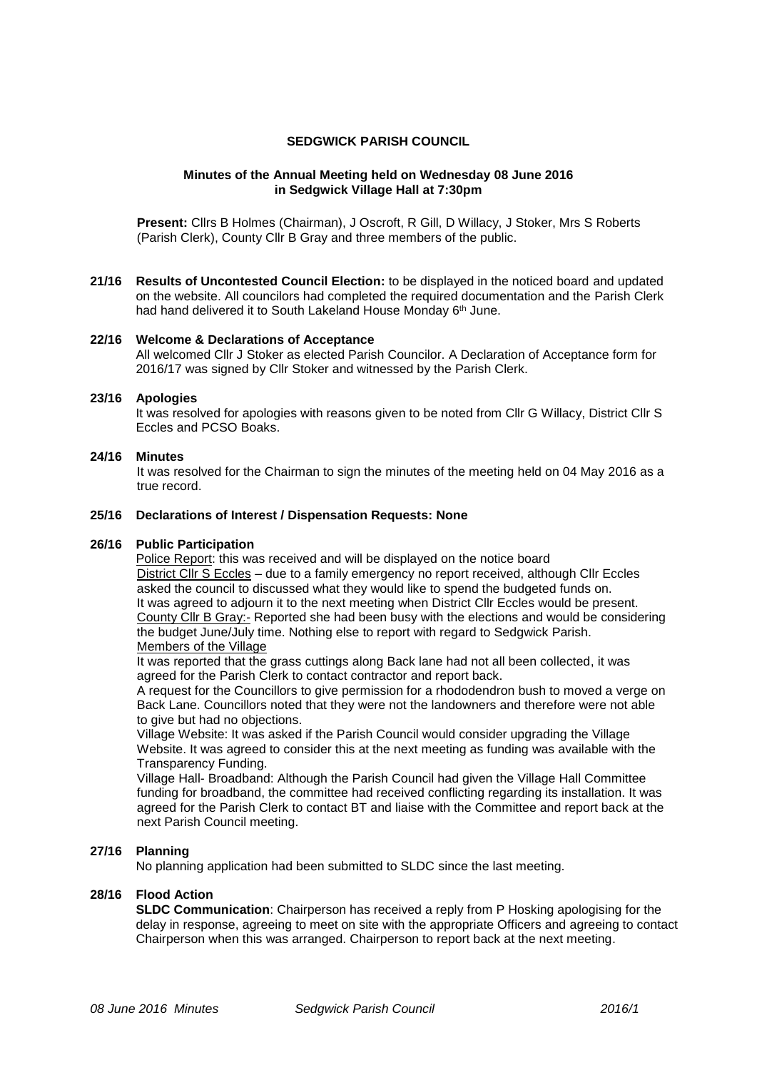# SEDGWICK PARISH COUNCIL

## Minutes of the Annual Meeting held on Wednesday 08 June 2016 in Sedgwick Village Hall at 7:30pm

**Present:** Cllrs B Holmes (Chairman), J Oscroft, R Gill, D Willacy, J Stoker, Mrs S Roberts (Parish Clerk), County Cllr B Gray and three members of the public.

**21/16 Results of Uncontested Council Election:** to be displayed in the noticed board and updated on the website. All councilors had completed the required documentation and the Parish Clerk had hand delivered it to South Lakeland House Monday 6th June.

**22/16 Welcome & Declarations of Acceptance**

All welcomed Cllr J Stoker as elected Parish Councilor. A Declaration of Acceptance form for 2016/17 was signed by Cllr Stoker and witnessed by the Parish Clerk.

**23/16 Apologies**

It was resolved for apologies with reasons given to be noted from Cllr G Willacy, District Cllr S Eccles and PCSO Boaks.

**24/16 Minutes**

It was resolved for the Chairman to sign the minutes of the meeting held on 04 May 2016 as a true record.

**25/16 Declarations of Interest / Dispensation Requests: None**

**26/16 Public Participation**

Police Report: this was received and will be displayed on the notice board

District Cllr S Eccles – due to a family emergency no report received, although Cllr Eccles asked the council to discussed what they would like to spend the budgeted funds on. It was agreed to adjourn it to the next meeting when District Cllr Eccles would be present.

County Cllr B Gray:- Reported she had been busy with the elections and would be considering the budget June/July time. Nothing else to report with regard to Sedgwick Parish.

Members of the Village

It was reported that the grass cuttings along Back lane had not all been collected, it was agreed for the Parish Clerk to contact contractor and report back.

A request for the Councillors to give permission for a rhododendron bush to moved a verge on Back Lane. Councillors noted that they were not the landowners and therefore were not able to give but had no objections.

Village Website: It was asked if the Parish Council would consider upgrading the Village Website. It was agreed to consider this at the next meeting as funding was available with the Transparency Funding.

Village Hall- Broadband: Although the Parish Council had given the Village Hall Committee funding for broadband, the committee had received conflicting regarding its installation. It was agreed for the Parish Clerk to contact BT and liaise with the Committee and report back at the next Parish Council meeting.

**27/16 Planning**

No planning application had been submitted to SLDC since the last meeting.

**28/16 Flood Action**

**SLDC Communication**: Chairperson has received a reply from P Hosking apologising for the delay in response, agreeing to meet on site with the appropriate Officers and agreeing to contact Chairperson when this was arranged. Chairperson to report back at the next meeting.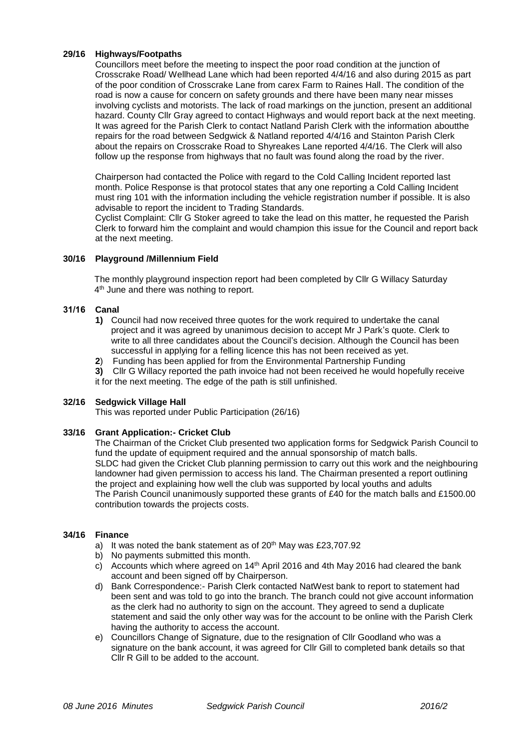**29/16 Highways/Footpaths**

Councillors meet before the meeting to inspect the poor road condition at the junction of Crosscrake Road/ Wellhead Lane which had been reported 4/4/16 and also during 2015 as part of the poor condition of Crosscrake Lane from carex Farm to Raines Hall. The condition of the road is now a cause for concern on safety grounds and there have been many near misses involving cyclists and motorists. The lack of road markings on the junction, present an additional hazard. County Cllr Gray agreed to contact Highways and would report back at the next meeting. It was agreed for the Parish Clerk to contact Natland Parish Clerk with the information aboutthe repairs for the road between Sedgwick & Natland reported 4/4/16 and Stainton Parish Clerk about the repairs on Crosscrake Road to Shyreakes Lane reported 4/4/16. The Clerk will also follow up the response from highways that no fault was found along the road by the river.

Chairperson had contacted the Police with regard to the Cold Calling Incident reported last month. Police Response is that protocol states that any one reporting a Cold Calling Incident must ring 101 with the information including the vehicle registration number if possible. It is also advisable to report the incident to Trading Standards.

Cyclist Complaint: Cllr G Stoker agreed to take the lead on this matter, he requested the Parish Clerk to forward him the complaint and would champion this issue for the Council and report back at the next meeting.

**30/16 Playground /Millennium Field**

The monthly playground inspection report had been completed by Cllr G Willacy Saturday 4th June and there was nothing to report.

**31/16 Canal**

**1)** Council had now received three quotes for the work required to undertake the canal project and it was agreed by unanimous decision to accept Mr J Park's quote. Clerk to write to all three candidates about the Council's decision. Although the Council has been successful in applying for a felling licence this has not been received as yet.

**2**) Funding has been applied for from the Environmental Partnership Funding

**3)** Cllr G Willacy reported the path invoice had not been received he would hopefully receive it for the next meeting. The edge of the path is still unfinished.

**32/16 Sedgwick Village Hall**

This was reported under Public Participation (26/16)

**33/16 Grant Application:- Cricket Club**

The Chairman of the Cricket Club presented two application forms for Sedgwick Parish Council to fund the update of equipment required and the annual sponsorship of match balls.

SLDC had given the Cricket Club planning permission to carry out this work and the neighbouring landowner had given permission to access his land. The Chairman presented a report outlining the project and explaining how well the club was supported by local youths and adults

The Parish Council unanimously supported these grants of £40 for the match balls and £1500.00 contribution towards the projects costs.

**34/16 Finance**

a) It was noted the bank statement as of 20th May was £23,707.92
b) No payments submitted this month.
c) Accounts which where agreed on 14th April 2016 and 4th May 2016 had cleared the bank account and been signed off by Chairperson.
d) Bank Correspondence:- Parish Clerk contacted NatWest bank to report to statement had been sent and was told to go into the branch. The branch could not give account information as the clerk had no authority to sign on the account. They agreed to send a duplicate statement and said the only other way was for the account to be online with the Parish Clerk having the authority to access the account.
e) Councillors Change of Signature, due to the resignation of Cllr Goodland who was a signature on the bank account, it was agreed for Cllr Gill to completed bank details so that Cllr R Gill to be added to the account.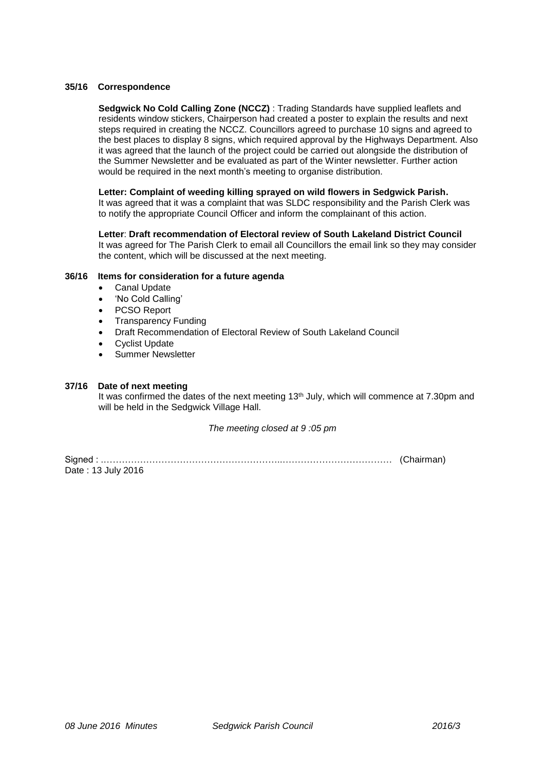**35/16 Correspondence**

**Sedgwick No Cold Calling Zone (NCCZ)** : Trading Standards have supplied leaflets and residents window stickers, Chairperson had created a poster to explain the results and next steps required in creating the NCCZ. Councillors agreed to purchase 10 signs and agreed to the best places to display 8 signs, which required approval by the Highways Department. Also it was agreed that the launch of the project could be carried out alongside the distribution of the Summer Newsletter and be evaluated as part of the Winter newsletter. Further action would be required in the next month's meeting to organise distribution.

**Letter: Complaint of weeding killing sprayed on wild flowers in Sedgwick Parish.**
It was agreed that it was a complaint that was SLDC responsibility and the Parish Clerk was to notify the appropriate Council Officer and inform the complainant of this action.

**Letter**: **Draft recommendation of Electoral review of South Lakeland District Council**
It was agreed for The Parish Clerk to email all Councillors the email link so they may consider the content, which will be discussed at the next meeting.

**36/16 Items for consideration for a future agenda**

- Canal Update
- 'No Cold Calling'
- PCSO Report
- Transparency Funding
- Draft Recommendation of Electoral Review of South Lakeland Council
- Cyclist Update
- Summer Newsletter

**37/16 Date of next meeting**
It was confirmed the dates of the next meeting 13th July, which will commence at 7.30pm and will be held in the Sedgwick Village Hall.

*The meeting closed at 9 :05 pm*

Signed : …………………………………………………..……………………………… (Chairman)
Date : 13 July 2016